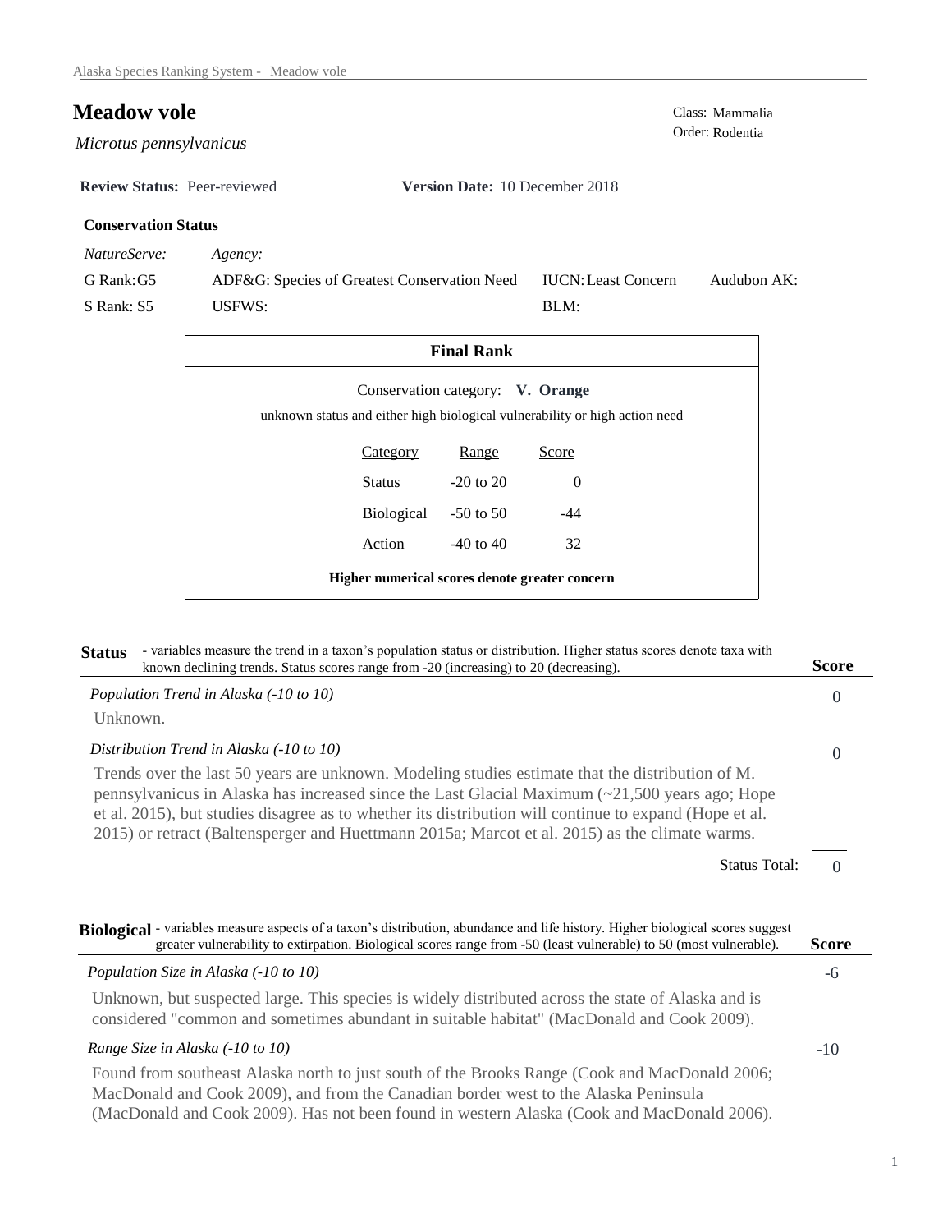# Meadow vole

*Microtus pennsylvanicus*

Class: Mammalia
Order: Rodentia

**Review Status:** Peer-reviewed **Version Date:** 10 December 2018

### Conservation Status

| *NatureServe:* | *Agency:* | | |
|---|---|---|---|
| G Rank: G5 | ADF&G: Species of Greatest Conservation Need | IUCN: Least Concern | Audubon AK: |
| S Rank: S5 | USFWS: | BLM: | |

### Final Rank

Conservation category: **V. Orange**

unknown status and either high biological vulnerability or high action need

| Category | Range | Score |
|---|---|---|
| Status | -20 to 20 | 0 |
| Biological | -50 to 50 | -44 |
| Action | -40 to 40 | 32 |

**Higher numerical scores denote greater concern**

## Status

- variables measure the trend in a taxon's population status or distribution. Higher status scores denote taxa with known declining trends. Status scores range from -20 (increasing) to 20 (decreasing).

| | Score |
|---|---|
| *Population Trend in Alaska (-10 to 10)* | 0 |

Unknown.

| | Score |
|---|---|
| *Distribution Trend in Alaska (-10 to 10)* | 0 |

Trends over the last 50 years are unknown. Modeling studies estimate that the distribution of M. pennsylvanicus in Alaska has increased since the Last Glacial Maximum (~21,500 years ago; Hope et al. 2015), but studies disagree as to whether its distribution will continue to expand (Hope et al. 2015) or retract (Baltensperger and Huettmann 2015a; Marcot et al. 2015) as the climate warms.

Status Total: 0

## Biological

- variables measure aspects of a taxon's distribution, abundance and life history. Higher biological scores suggest greater vulnerability to extirpation. Biological scores range from -50 (least vulnerable) to 50 (most vulnerable).

| | Score |
|---|---|
| *Population Size in Alaska (-10 to 10)* | -6 |

Unknown, but suspected large. This species is widely distributed across the state of Alaska and is considered "common and sometimes abundant in suitable habitat" (MacDonald and Cook 2009).

| | Score |
|---|---|
| *Range Size in Alaska (-10 to 10)* | -10 |

Found from southeast Alaska north to just south of the Brooks Range (Cook and MacDonald 2006; MacDonald and Cook 2009), and from the Canadian border west to the Alaska Peninsula (MacDonald and Cook 2009). Has not been found in western Alaska (Cook and MacDonald 2006).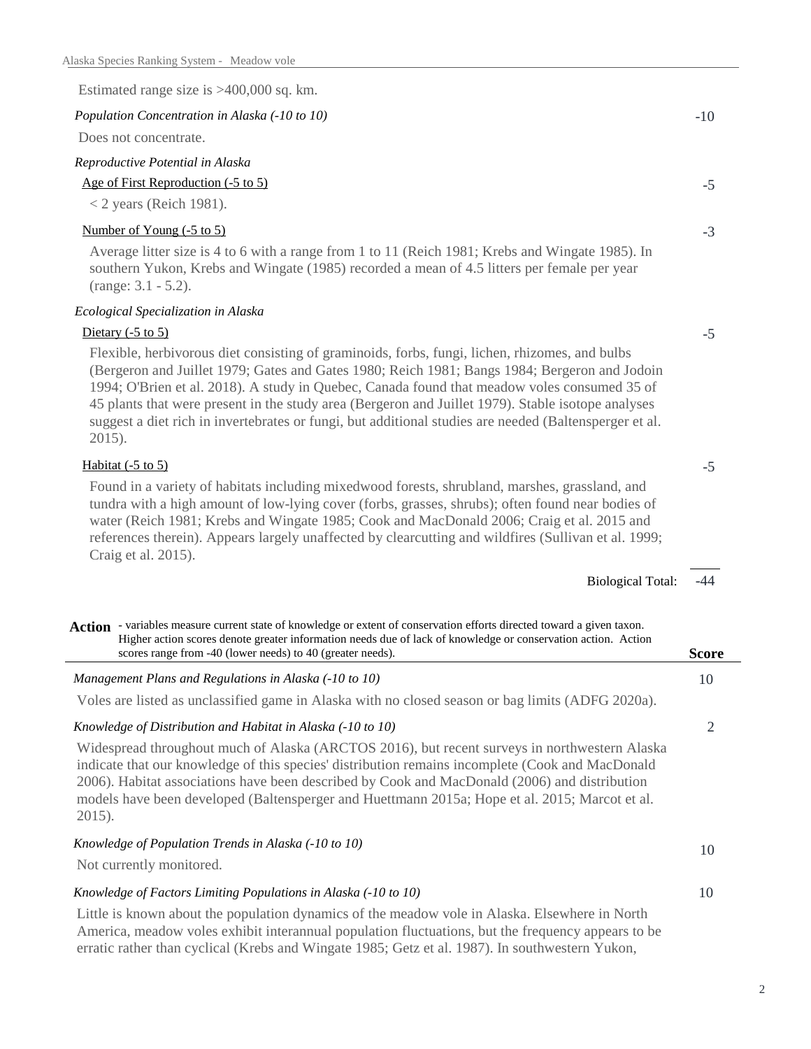Estimated range size is >400,000 sq. km.

*Population Concentration in Alaska (-10 to 10)* -10

Does not concentrate.

*Reproductive Potential in Alaska*

Age of First Reproduction (-5 to 5) -5

< 2 years (Reich 1981).

Number of Young (-5 to 5) -3

Average litter size is 4 to 6 with a range from 1 to 11 (Reich 1981; Krebs and Wingate 1985). In southern Yukon, Krebs and Wingate (1985) recorded a mean of 4.5 litters per female per year (range: 3.1 - 5.2).

*Ecological Specialization in Alaska*

Dietary (-5 to 5) -5

Flexible, herbivorous diet consisting of graminoids, forbs, fungi, lichen, rhizomes, and bulbs (Bergeron and Juillet 1979; Gates and Gates 1980; Reich 1981; Bangs 1984; Bergeron and Jodoin 1994; O'Brien et al. 2018). A study in Quebec, Canada found that meadow voles consumed 35 of 45 plants that were present in the study area (Bergeron and Juillet 1979). Stable isotope analyses suggest a diet rich in invertebrates or fungi, but additional studies are needed (Baltensperger et al. 2015).

Habitat (-5 to 5) -5

Found in a variety of habitats including mixedwood forests, shrubland, marshes, grassland, and tundra with a high amount of low-lying cover (forbs, grasses, shrubs); often found near bodies of water (Reich 1981; Krebs and Wingate 1985; Cook and MacDonald 2006; Craig et al. 2015 and references therein). Appears largely unaffected by clearcutting and wildfires (Sullivan et al. 1999; Craig et al. 2015).

Biological Total: -44

**Action** - variables measure current state of knowledge or extent of conservation efforts directed toward a given taxon. Higher action scores denote greater information needs due of lack of knowledge or conservation action. Action scores range from -40 (lower needs) to 40 (greater needs). **Score**

*Management Plans and Regulations in Alaska (-10 to 10)* 10

Voles are listed as unclassified game in Alaska with no closed season or bag limits (ADFG 2020a).

*Knowledge of Distribution and Habitat in Alaska (-10 to 10)* 2

Widespread throughout much of Alaska (ARCTOS 2016), but recent surveys in northwestern Alaska indicate that our knowledge of this species' distribution remains incomplete (Cook and MacDonald 2006). Habitat associations have been described by Cook and MacDonald (2006) and distribution models have been developed (Baltensperger and Huettmann 2015a; Hope et al. 2015; Marcot et al. 2015).

*Knowledge of Population Trends in Alaska (-10 to 10)* 10

Not currently monitored.

*Knowledge of Factors Limiting Populations in Alaska (-10 to 10)* 10

Little is known about the population dynamics of the meadow vole in Alaska. Elsewhere in North America, meadow voles exhibit interannual population fluctuations, but the frequency appears to be erratic rather than cyclical (Krebs and Wingate 1985; Getz et al. 1987). In southwestern Yukon,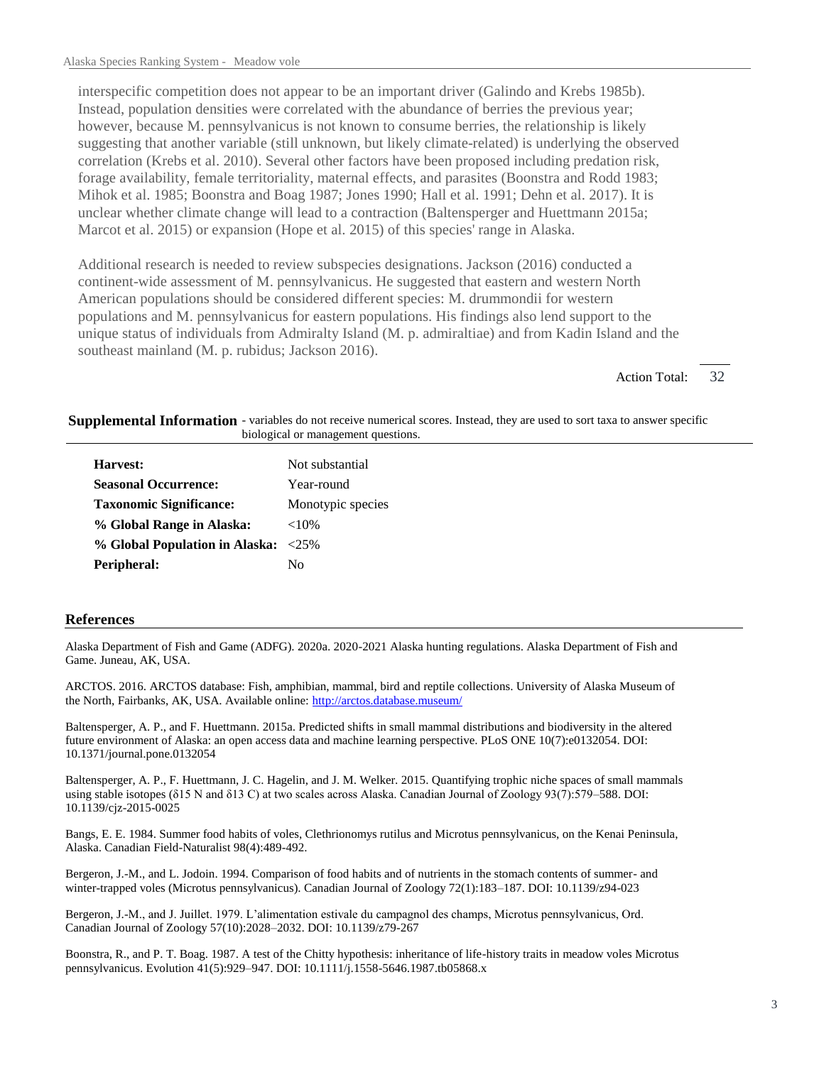interspecific competition does not appear to be an important driver (Galindo and Krebs 1985b). Instead, population densities were correlated with the abundance of berries the previous year; however, because M. pennsylvanicus is not known to consume berries, the relationship is likely suggesting that another variable (still unknown, but likely climate-related) is underlying the observed correlation (Krebs et al. 2010). Several other factors have been proposed including predation risk, forage availability, female territoriality, maternal effects, and parasites (Boonstra and Rodd 1983; Mihok et al. 1985; Boonstra and Boag 1987; Jones 1990; Hall et al. 1991; Dehn et al. 2017). It is unclear whether climate change will lead to a contraction (Baltensperger and Huettmann 2015a; Marcot et al. 2015) or expansion (Hope et al. 2015) of this species' range in Alaska.

Additional research is needed to review subspecies designations. Jackson (2016) conducted a continent-wide assessment of M. pennsylvanicus. He suggested that eastern and western North American populations should be considered different species: M. drummondii for western populations and M. pennsylvanicus for eastern populations. His findings also lend support to the unique status of individuals from Admiralty Island (M. p. admiraltiae) and from Kadin Island and the southeast mainland (M. p. rubidus; Jackson 2016).

Action Total: 32

## Supplemental Information

- variables do not receive numerical scores. Instead, they are used to sort taxa to answer specific biological or management questions.

| | |
|---|---|
| **Harvest:** | Not substantial |
| **Seasonal Occurrence:** | Year-round |
| **Taxonomic Significance:** | Monotypic species |
| **% Global Range in Alaska:** | <10% |
| **% Global Population in Alaska:** | <25% |
| **Peripheral:** | No |

## References

Alaska Department of Fish and Game (ADFG). 2020a. 2020-2021 Alaska hunting regulations. Alaska Department of Fish and Game. Juneau, AK, USA.

ARCTOS. 2016. ARCTOS database: Fish, amphibian, mammal, bird and reptile collections. University of Alaska Museum of the North, Fairbanks, AK, USA. Available online: http://arctos.database.museum/

Baltensperger, A. P., and F. Huettmann. 2015a. Predicted shifts in small mammal distributions and biodiversity in the altered future environment of Alaska: an open access data and machine learning perspective. PLoS ONE 10(7):e0132054. DOI: 10.1371/journal.pone.0132054

Baltensperger, A. P., F. Huettmann, J. C. Hagelin, and J. M. Welker. 2015. Quantifying trophic niche spaces of small mammals using stable isotopes (δ15 N and δ13 C) at two scales across Alaska. Canadian Journal of Zoology 93(7):579–588. DOI: 10.1139/cjz-2015-0025

Bangs, E. E. 1984. Summer food habits of voles, Clethrionomys rutilus and Microtus pennsylvanicus, on the Kenai Peninsula, Alaska. Canadian Field-Naturalist 98(4):489-492.

Bergeron, J.-M., and L. Jodoin. 1994. Comparison of food habits and of nutrients in the stomach contents of summer- and winter-trapped voles (Microtus pennsylvanicus). Canadian Journal of Zoology 72(1):183–187. DOI: 10.1139/z94-023

Bergeron, J.-M., and J. Juillet. 1979. L'alimentation estivale du campagnol des champs, Microtus pennsylvanicus, Ord. Canadian Journal of Zoology 57(10):2028–2032. DOI: 10.1139/z79-267

Boonstra, R., and P. T. Boag. 1987. A test of the Chitty hypothesis: inheritance of life-history traits in meadow voles Microtus pennsylvanicus. Evolution 41(5):929–947. DOI: 10.1111/j.1558-5646.1987.tb05868.x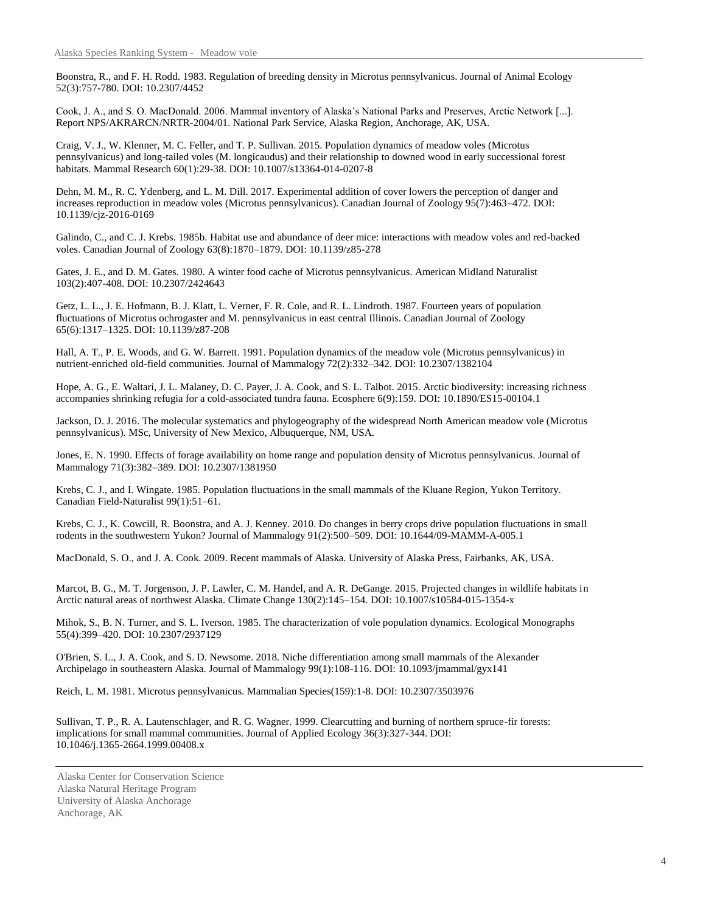Boonstra, R., and F. H. Rodd. 1983. Regulation of breeding density in Microtus pennsylvanicus. Journal of Animal Ecology 52(3):757-780. DOI: 10.2307/4452

Cook, J. A., and S. O. MacDonald. 2006. Mammal inventory of Alaska's National Parks and Preserves, Arctic Network [...]. Report NPS/AKRARCN/NRTR-2004/01. National Park Service, Alaska Region, Anchorage, AK, USA.

Craig, V. J., W. Klenner, M. C. Feller, and T. P. Sullivan. 2015. Population dynamics of meadow voles (Microtus pennsylvanicus) and long-tailed voles (M. longicaudus) and their relationship to downed wood in early successional forest habitats. Mammal Research 60(1):29-38. DOI: 10.1007/s13364-014-0207-8

Dehn, M. M., R. C. Ydenberg, and L. M. Dill. 2017. Experimental addition of cover lowers the perception of danger and increases reproduction in meadow voles (Microtus pennsylvanicus). Canadian Journal of Zoology 95(7):463–472. DOI: 10.1139/cjz-2016-0169

Galindo, C., and C. J. Krebs. 1985b. Habitat use and abundance of deer mice: interactions with meadow voles and red-backed voles. Canadian Journal of Zoology 63(8):1870–1879. DOI: 10.1139/z85-278

Gates, J. E., and D. M. Gates. 1980. A winter food cache of Microtus pennsylvanicus. American Midland Naturalist 103(2):407-408. DOI: 10.2307/2424643

Getz, L. L., J. E. Hofmann, B. J. Klatt, L. Verner, F. R. Cole, and R. L. Lindroth. 1987. Fourteen years of population fluctuations of Microtus ochrogaster and M. pennsylvanicus in east central Illinois. Canadian Journal of Zoology 65(6):1317–1325. DOI: 10.1139/z87-208

Hall, A. T., P. E. Woods, and G. W. Barrett. 1991. Population dynamics of the meadow vole (Microtus pennsylvanicus) in nutrient-enriched old-field communities. Journal of Mammalogy 72(2):332–342. DOI: 10.2307/1382104

Hope, A. G., E. Waltari, J. L. Malaney, D. C. Payer, J. A. Cook, and S. L. Talbot. 2015. Arctic biodiversity: increasing richness accompanies shrinking refugia for a cold-associated tundra fauna. Ecosphere 6(9):159. DOI: 10.1890/ES15-00104.1

Jackson, D. J. 2016. The molecular systematics and phylogeography of the widespread North American meadow vole (Microtus pennsylvanicus). MSc, University of New Mexico, Albuquerque, NM, USA.

Jones, E. N. 1990. Effects of forage availability on home range and population density of Microtus pennsylvanicus. Journal of Mammalogy 71(3):382–389. DOI: 10.2307/1381950

Krebs, C. J., and I. Wingate. 1985. Population fluctuations in the small mammals of the Kluane Region, Yukon Territory. Canadian Field-Naturalist 99(1):51–61.

Krebs, C. J., K. Cowcill, R. Boonstra, and A. J. Kenney. 2010. Do changes in berry crops drive population fluctuations in small rodents in the southwestern Yukon? Journal of Mammalogy 91(2):500–509. DOI: 10.1644/09-MAMM-A-005.1

MacDonald, S. O., and J. A. Cook. 2009. Recent mammals of Alaska. University of Alaska Press, Fairbanks, AK, USA.

Marcot, B. G., M. T. Jorgenson, J. P. Lawler, C. M. Handel, and A. R. DeGange. 2015. Projected changes in wildlife habitats in Arctic natural areas of northwest Alaska. Climate Change 130(2):145–154. DOI: 10.1007/s10584-015-1354-x

Mihok, S., B. N. Turner, and S. L. Iverson. 1985. The characterization of vole population dynamics. Ecological Monographs 55(4):399–420. DOI: 10.2307/2937129

O'Brien, S. L., J. A. Cook, and S. D. Newsome. 2018. Niche differentiation among small mammals of the Alexander Archipelago in southeastern Alaska. Journal of Mammalogy 99(1):108-116. DOI: 10.1093/jmammal/gyx141

Reich, L. M. 1981. Microtus pennsylvanicus. Mammalian Species(159):1-8. DOI: 10.2307/3503976

Sullivan, T. P., R. A. Lautenschlager, and R. G. Wagner. 1999. Clearcutting and burning of northern spruce-fir forests: implications for small mammal communities. Journal of Applied Ecology 36(3):327-344. DOI: 10.1046/j.1365-2664.1999.00408.x